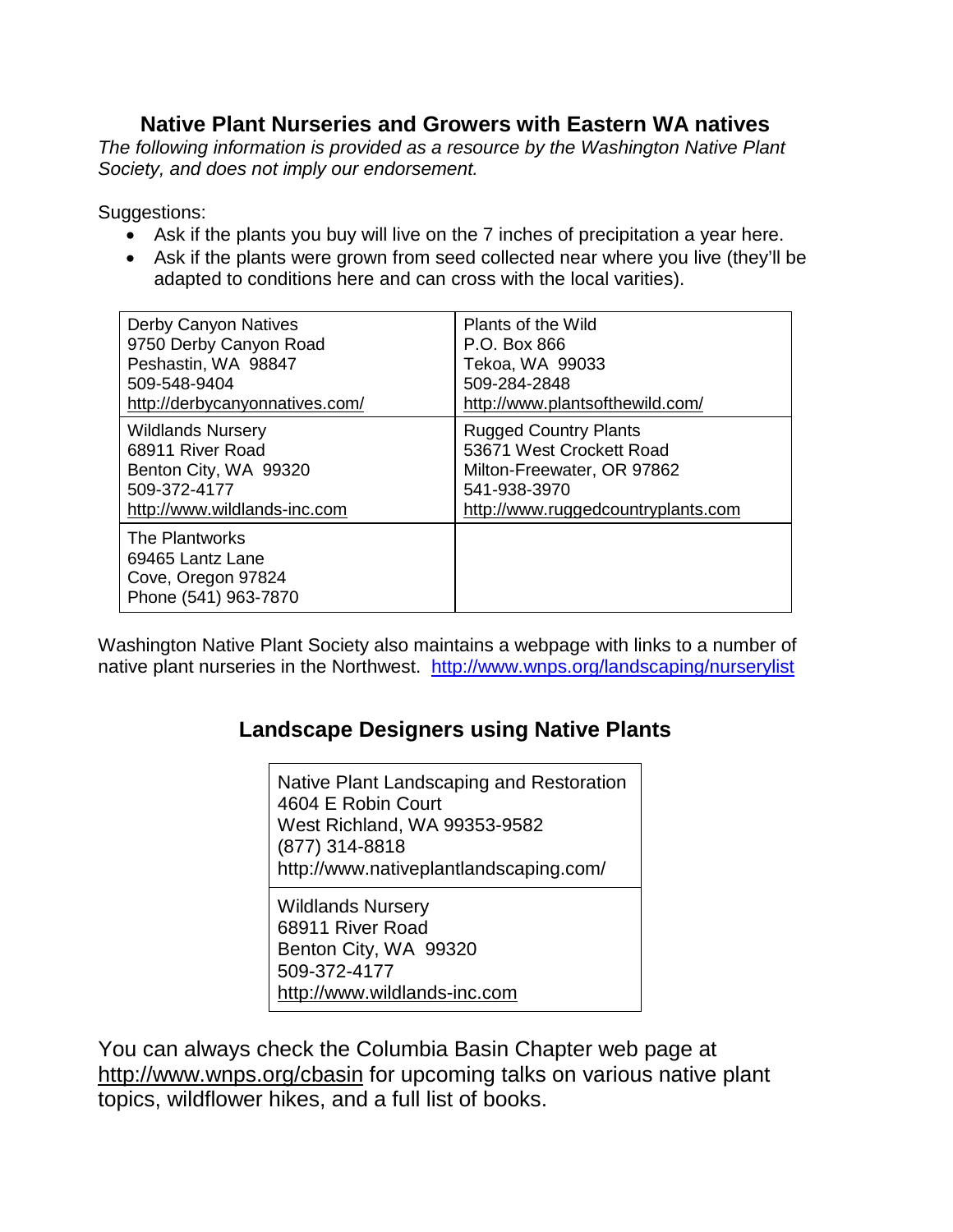# Native Plant Nurseries and Growers with Eastern WA natives

*The following information is provided as a resource by the Washington Native Plant Society, and does not imply our endorsement.*

Suggestions:

- Ask if the plants you buy will live on the 7 inches of precipitation a year here.
- Ask if the plants were grown from seed collected near where you live (they'll be adapted to conditions here and can cross with the local varities).

| | |
|---|---|
| Derby Canyon Natives<br>9750 Derby Canyon Road<br>Peshastin, WA 98847<br>509-548-9404<br>http://derbycanyonnatives.com/ | Plants of the Wild<br>P.O. Box 866<br>Tekoa, WA 99033<br>509-284-2848<br>http://www.plantsofthewild.com/ |
| Wildlands Nursery<br>68911 River Road<br>Benton City, WA 99320<br>509-372-4177<br>http://www.wildlands-inc.com | Rugged Country Plants<br>53671 West Crockett Road<br>Milton-Freewater, OR 97862<br>541-938-3970<br>http://www.ruggedcountryplants.com |
| The Plantworks<br>69465 Lantz Lane<br>Cove, Oregon 97824<br>Phone (541) 963-7870 | |

Washington Native Plant Society also maintains a webpage with links to a number of native plant nurseries in the Northwest. http://www.wnps.org/landscaping/nurserylist

## Landscape Designers using Native Plants

| |
|---|
| Native Plant Landscaping and Restoration<br>4604 E Robin Court<br>West Richland, WA 99353-9582<br>(877) 314-8818<br>http://www.nativeplantlandscaping.com/ |
| Wildlands Nursery<br>68911 River Road<br>Benton City, WA 99320<br>509-372-4177<br>http://www.wildlands-inc.com |

You can always check the Columbia Basin Chapter web page at http://www.wnps.org/cbasin for upcoming talks on various native plant topics, wildflower hikes, and a full list of books.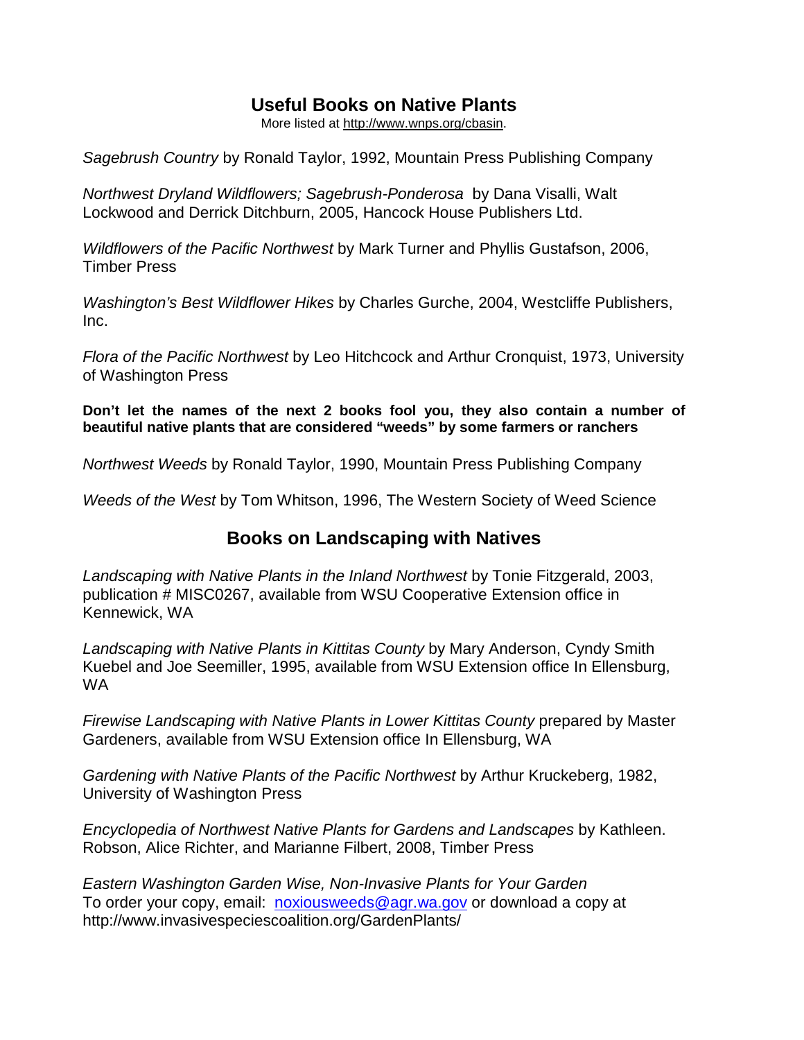## Useful Books on Native Plants

More listed at http://www.wnps.org/cbasin.

*Sagebrush Country* by Ronald Taylor, 1992, Mountain Press Publishing Company

*Northwest Dryland Wildflowers; Sagebrush-Ponderosa* by Dana Visalli, Walt Lockwood and Derrick Ditchburn, 2005, Hancock House Publishers Ltd.

*Wildflowers of the Pacific Northwest* by Mark Turner and Phyllis Gustafson, 2006, Timber Press

*Washington's Best Wildflower Hikes* by Charles Gurche, 2004, Westcliffe Publishers, Inc.

*Flora of the Pacific Northwest* by Leo Hitchcock and Arthur Cronquist, 1973, University of Washington Press

**Don't let the names of the next 2 books fool you, they also contain a number of beautiful native plants that are considered "weeds" by some farmers or ranchers**

*Northwest Weeds* by Ronald Taylor, 1990, Mountain Press Publishing Company

*Weeds of the West* by Tom Whitson, 1996, The Western Society of Weed Science

## Books on Landscaping with Natives

*Landscaping with Native Plants in the Inland Northwest* by Tonie Fitzgerald, 2003, publication # MISC0267, available from WSU Cooperative Extension office in Kennewick, WA

*Landscaping with Native Plants in Kittitas County* by Mary Anderson, Cyndy Smith Kuebel and Joe Seemiller, 1995, available from WSU Extension office In Ellensburg, WA

*Firewise Landscaping with Native Plants in Lower Kittitas County* prepared by Master Gardeners, available from WSU Extension office In Ellensburg, WA

*Gardening with Native Plants of the Pacific Northwest* by Arthur Kruckeberg, 1982, University of Washington Press

*Encyclopedia of Northwest Native Plants for Gardens and Landscapes* by Kathleen. Robson, Alice Richter, and Marianne Filbert, 2008, Timber Press

*Eastern Washington Garden Wise, Non-Invasive Plants for Your Garden*
To order your copy, email: noxiousweeds@agr.wa.gov or download a copy at http://www.invasivespeciescoalition.org/GardenPlants/